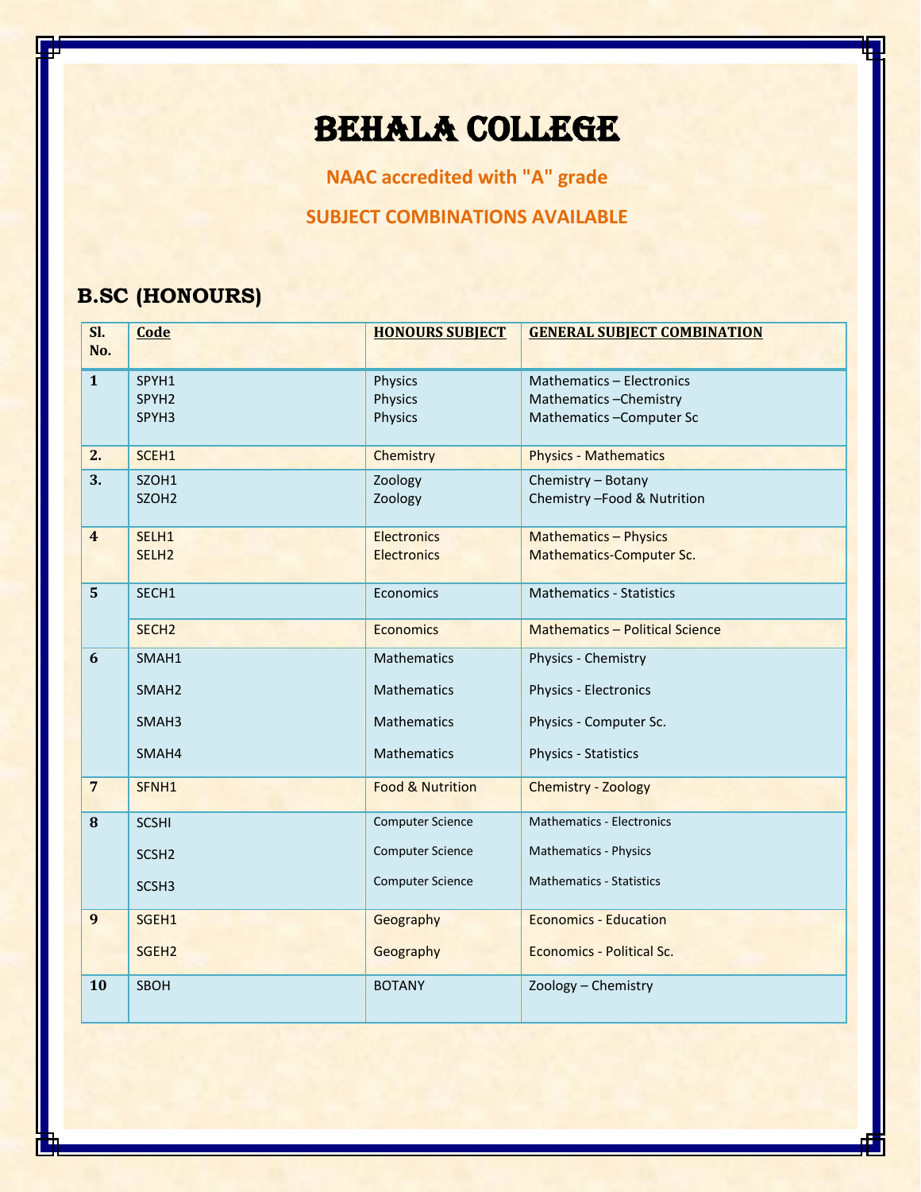# BEHALA COLLEGE

**NAAC accredited with "A" grade**

**SUBJECT COMBINATIONS AVAILABLE**

## B.SC (HONOURS)

| Sl. No. | Code | HONOURS SUBJECT | GENERAL SUBJECT COMBINATION |
|---|---|---|---|
| 1 | SPYH1 | Physics | Mathematics – Electronics |
| | SPYH2 | Physics | Mathematics –Chemistry |
| | SPYH3 | Physics | Mathematics –Computer Sc |
| 2. | SCEH1 | Chemistry | Physics - Mathematics |
| 3. | SZOH1 | Zoology | Chemistry – Botany |
| | SZOH2 | Zoology | Chemistry –Food & Nutrition |
| 4 | SELH1 | Electronics | Mathematics – Physics |
| | SELH2 | Electronics | Mathematics-Computer Sc. |
| 5 | SECH1 | Economics | Mathematics - Statistics |
| | SECH2 | Economics | Mathematics – Political Science |
| 6 | SMAH1 | Mathematics | Physics - Chemistry |
| | SMAH2 | Mathematics | Physics - Electronics |
| | SMAH3 | Mathematics | Physics - Computer Sc. |
| | SMAH4 | Mathematics | Physics - Statistics |
| 7 | SFNH1 | Food & Nutrition | Chemistry - Zoology |
| 8 | SCSHI | Computer Science | Mathematics - Electronics |
| | SCSH2 | Computer Science | Mathematics - Physics |
| | SCSH3 | Computer Science | Mathematics - Statistics |
| 9 | SGEH1 | Geography | Economics - Education |
| | SGEH2 | Geography | Economics - Political Sc. |
| 10 | SBOH | BOTANY | Zoology – Chemistry |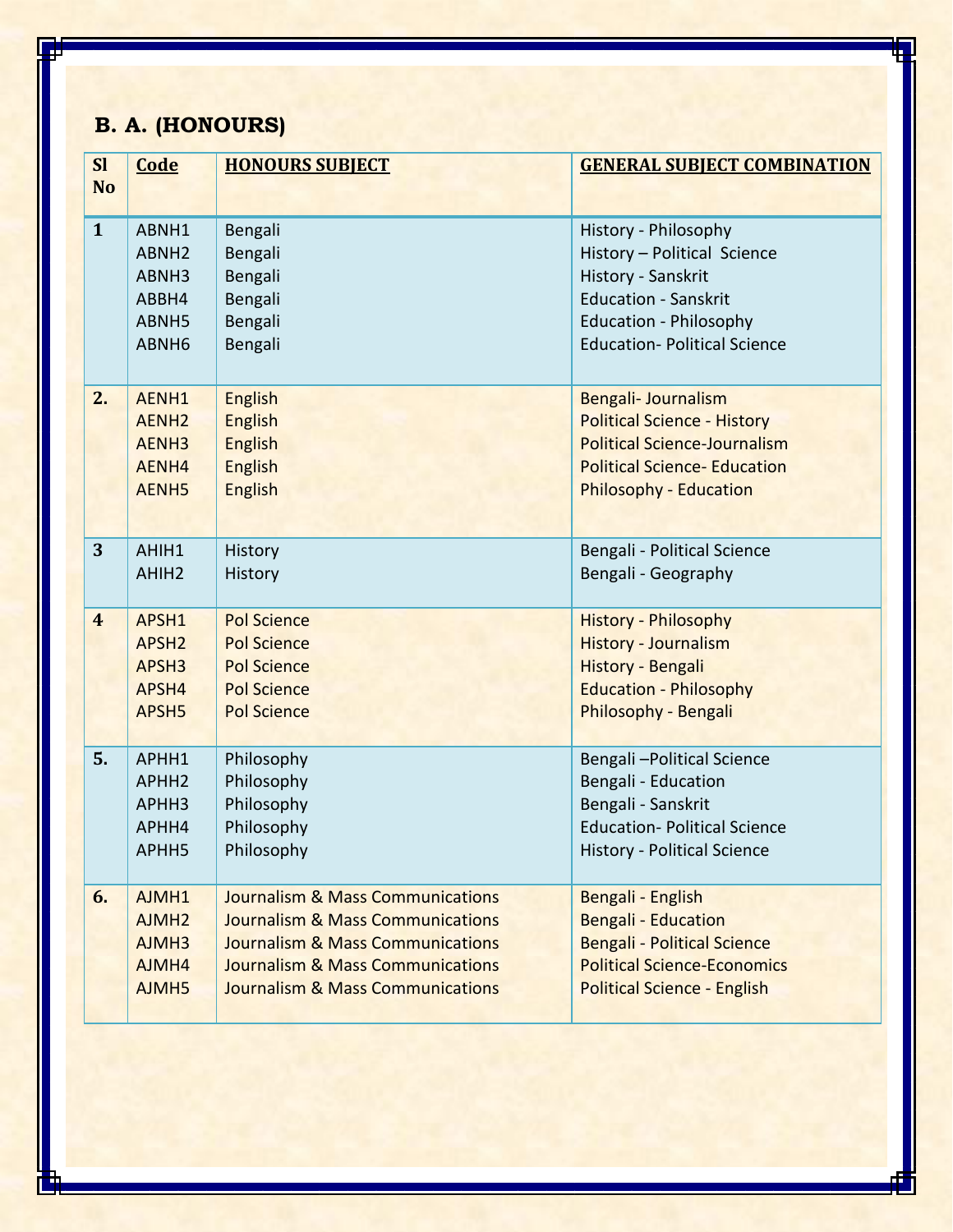## B. A. (HONOURS)

| Sl No | Code | HONOURS SUBJECT | GENERAL SUBJECT COMBINATION |
|---|---|---|---|
| 1 | ABNH1 | Bengali | History - Philosophy |
| | ABNH2 | Bengali | History – Political Science |
| | ABNH3 | Bengali | History - Sanskrit |
| | ABBH4 | Bengali | Education - Sanskrit |
| | ABNH5 | Bengali | Education - Philosophy |
| | ABNH6 | Bengali | Education- Political Science |
| 2. | AENH1 | English | Bengali- Journalism |
| | AENH2 | English | Political Science - History |
| | AENH3 | English | Political Science-Journalism |
| | AENH4 | English | Political Science- Education |
| | AENH5 | English | Philosophy - Education |
| 3 | AHIH1 | History | Bengali - Political Science |
| | AHIH2 | History | Bengali - Geography |
| 4 | APSH1 | Pol Science | History - Philosophy |
| | APSH2 | Pol Science | History - Journalism |
| | APSH3 | Pol Science | History - Bengali |
| | APSH4 | Pol Science | Education - Philosophy |
| | APSH5 | Pol Science | Philosophy - Bengali |
| 5. | APHH1 | Philosophy | Bengali –Political Science |
| | APHH2 | Philosophy | Bengali - Education |
| | APHH3 | Philosophy | Bengali - Sanskrit |
| | APHH4 | Philosophy | Education- Political Science |
| | APHH5 | Philosophy | History - Political Science |
| 6. | AJMH1 | Journalism & Mass Communications | Bengali - English |
| | AJMH2 | Journalism & Mass Communications | Bengali - Education |
| | AJMH3 | Journalism & Mass Communications | Bengali - Political Science |
| | AJMH4 | Journalism & Mass Communications | Political Science-Economics |
| | AJMH5 | Journalism & Mass Communications | Political Science - English |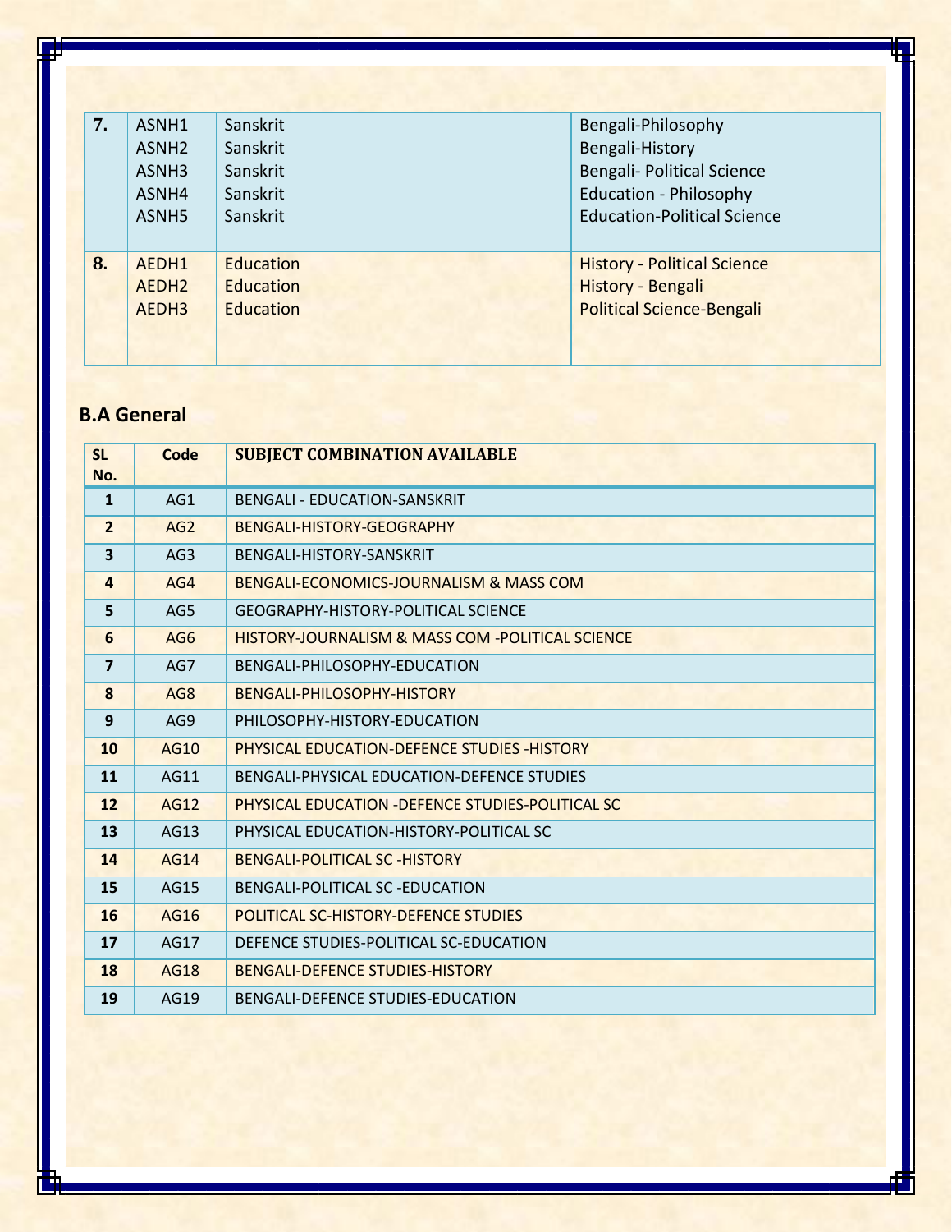| | | | |
|---|---|---|---|
| **7.** | ASNH1 | Sanskrit | Bengali-Philosophy |
| | ASNH2 | Sanskrit | Bengali-History |
| | ASNH3 | Sanskrit | Bengali- Political Science |
| | ASNH4 | Sanskrit | Education - Philosophy |
| | ASNH5 | Sanskrit | Education-Political Science |
| **8.** | AEDH1 | Education | History - Political Science |
| | AEDH2 | Education | History - Bengali |
| | AEDH3 | Education | Political Science-Bengali |

## B.A General

| SL No. | Code | SUBJECT COMBINATION AVAILABLE |
|---|---|---|
| 1 | AG1 | BENGALI - EDUCATION-SANSKRIT |
| 2 | AG2 | BENGALI-HISTORY-GEOGRAPHY |
| 3 | AG3 | BENGALI-HISTORY-SANSKRIT |
| 4 | AG4 | BENGALI-ECONOMICS-JOURNALISM & MASS COM |
| 5 | AG5 | GEOGRAPHY-HISTORY-POLITICAL SCIENCE |
| 6 | AG6 | HISTORY-JOURNALISM & MASS COM -POLITICAL SCIENCE |
| 7 | AG7 | BENGALI-PHILOSOPHY-EDUCATION |
| 8 | AG8 | BENGALI-PHILOSOPHY-HISTORY |
| 9 | AG9 | PHILOSOPHY-HISTORY-EDUCATION |
| 10 | AG10 | PHYSICAL EDUCATION-DEFENCE STUDIES -HISTORY |
| 11 | AG11 | BENGALI-PHYSICAL EDUCATION-DEFENCE STUDIES |
| 12 | AG12 | PHYSICAL EDUCATION -DEFENCE STUDIES-POLITICAL SC |
| 13 | AG13 | PHYSICAL EDUCATION-HISTORY-POLITICAL SC |
| 14 | AG14 | BENGALI-POLITICAL SC -HISTORY |
| 15 | AG15 | BENGALI-POLITICAL SC -EDUCATION |
| 16 | AG16 | POLITICAL SC-HISTORY-DEFENCE STUDIES |
| 17 | AG17 | DEFENCE STUDIES-POLITICAL SC-EDUCATION |
| 18 | AG18 | BENGALI-DEFENCE STUDIES-HISTORY |
| 19 | AG19 | BENGALI-DEFENCE STUDIES-EDUCATION |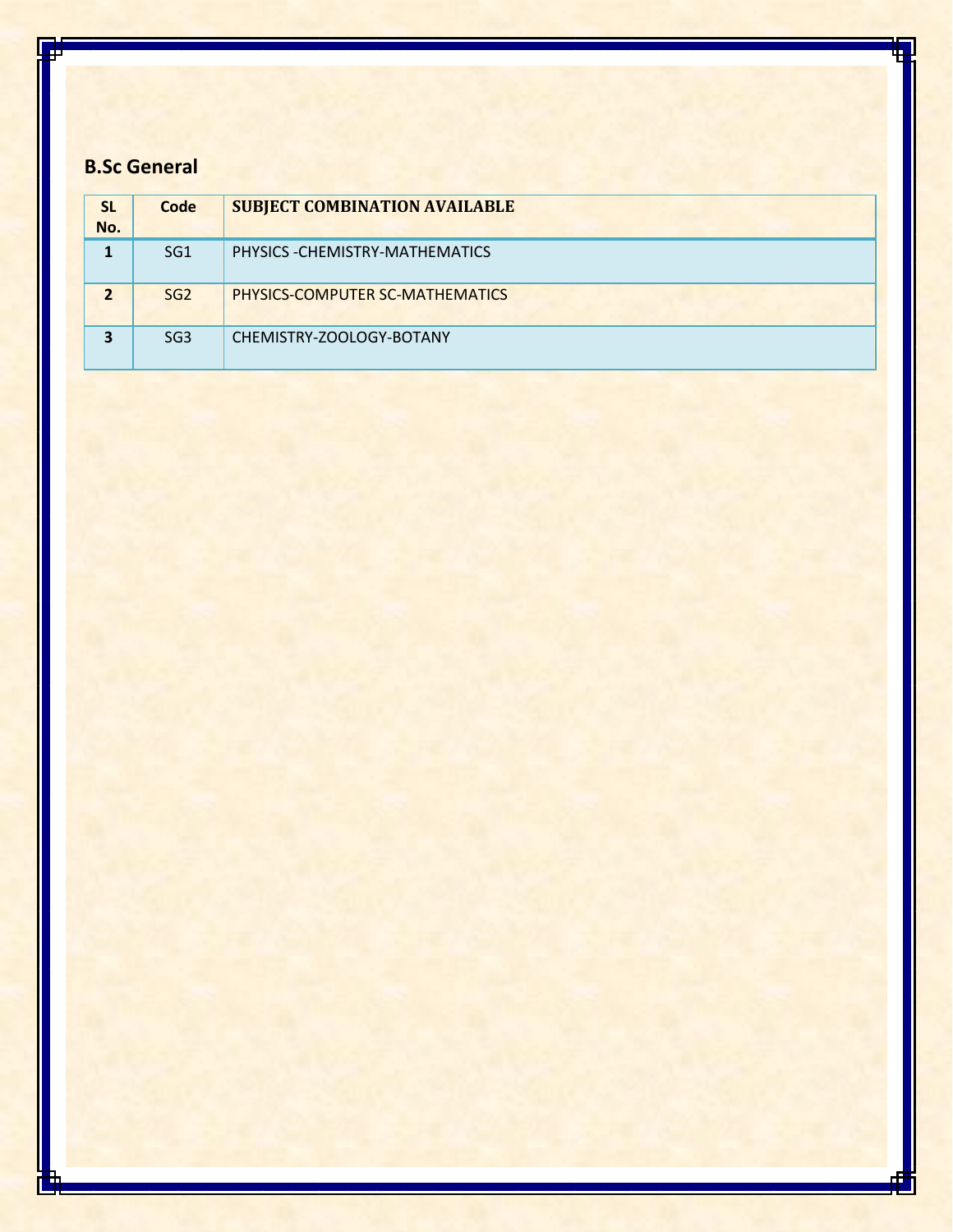## B.Sc General

| SL No. | Code | SUBJECT COMBINATION AVAILABLE |
|---|---|---|
| 1 | SG1 | PHYSICS -CHEMISTRY-MATHEMATICS |
| 2 | SG2 | PHYSICS-COMPUTER SC-MATHEMATICS |
| 3 | SG3 | CHEMISTRY-ZOOLOGY-BOTANY |